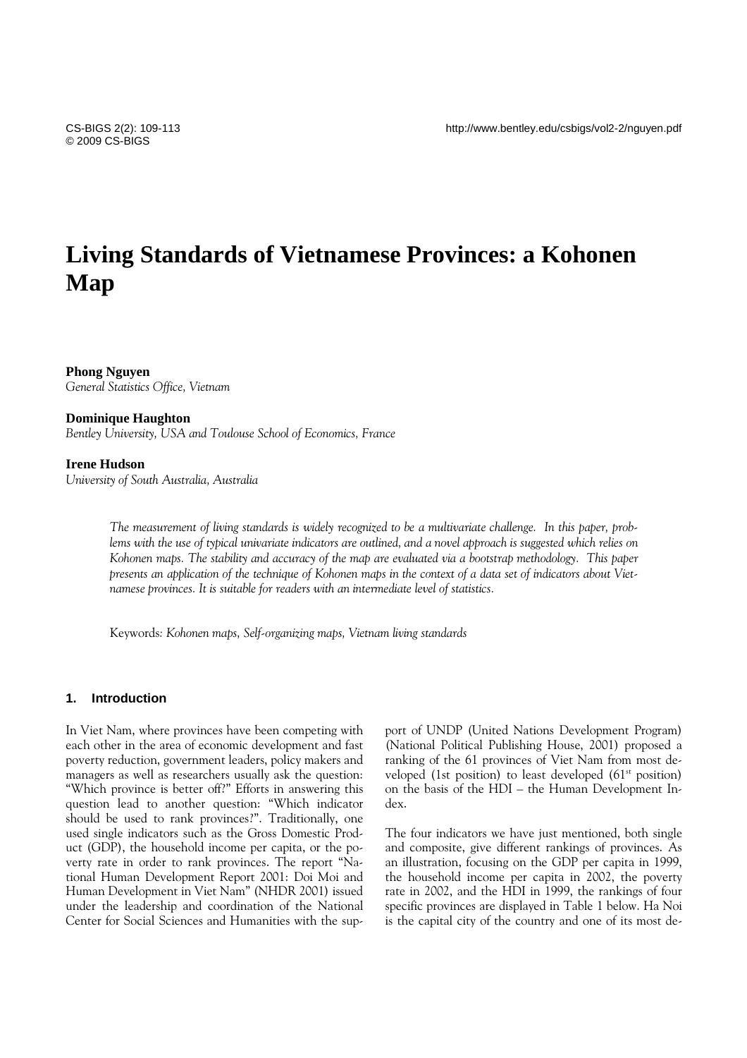# Living Standards of Vietnamese Provinces: a Kohonen Map

**Phong Nguyen**
*General Statistics Office, Vietnam*

**Dominique Haughton**
*Bentley University, USA and Toulouse School of Economics, France*

**Irene Hudson**
*University of South Australia, Australia*

*The measurement of living standards is widely recognized to be a multivariate challenge. In this paper, problems with the use of typical univariate indicators are outlined, and a novel approach is suggested which relies on Kohonen maps. The stability and accuracy of the map are evaluated via a bootstrap methodology. This paper presents an application of the technique of Kohonen maps in the context of a data set of indicators about Vietnamese provinces. It is suitable for readers with an intermediate level of statistics.*

Keywords: *Kohonen maps, Self-organizing maps, Vietnam living standards*

## 1. Introduction

In Viet Nam, where provinces have been competing with each other in the area of economic development and fast poverty reduction, government leaders, policy makers and managers as well as researchers usually ask the question: "Which province is better off?" Efforts in answering this question lead to another question: "Which indicator should be used to rank provinces?". Traditionally, one used single indicators such as the Gross Domestic Product (GDP), the household income per capita, or the poverty rate in order to rank provinces. The report "National Human Development Report 2001: Doi Moi and Human Development in Viet Nam" (NHDR 2001) issued under the leadership and coordination of the National Center for Social Sciences and Humanities with the support of UNDP (United Nations Development Program) (National Political Publishing House, 2001) proposed a ranking of the 61 provinces of Viet Nam from most developed (1st position) to least developed (61st position) on the basis of the HDI – the Human Development Index.

The four indicators we have just mentioned, both single and composite, give different rankings of provinces. As an illustration, focusing on the GDP per capita in 1999, the household income per capita in 2002, the poverty rate in 2002, and the HDI in 1999, the rankings of four specific provinces are displayed in Table 1 below. Ha Noi is the capital city of the country and one of its most de-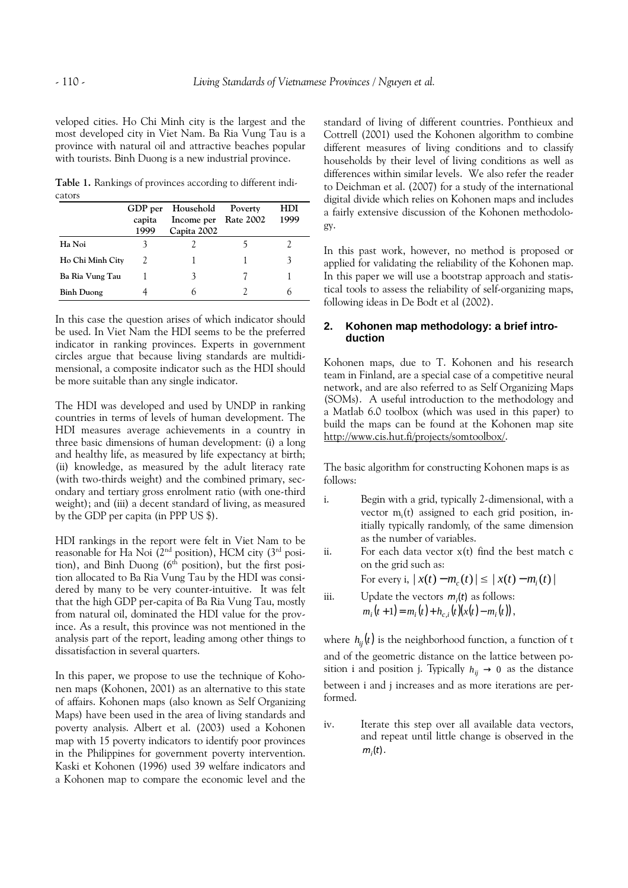veloped cities. Ho Chi Minh city is the largest and the most developed city in Viet Nam. Ba Ria Vung Tau is a province with natural oil and attractive beaches popular with tourists. Binh Duong is a new industrial province.

**Table 1.** Rankings of provinces according to different indicators

| | GDP per capita 1999 | Household Income per Capita 2002 | Poverty Rate 2002 | HDI 1999 |
|---|---|---|---|---|
| **Ha Noi** | 3 | 2 | 5 | 2 |
| **Ho Chi Minh City** | 2 | 1 | 1 | 3 |
| **Ba Ria Vung Tau** | 1 | 3 | 7 | 1 |
| **Binh Duong** | 4 | 6 | 2 | 6 |

In this case the question arises of which indicator should be used. In Viet Nam the HDI seems to be the preferred indicator in ranking provinces. Experts in government circles argue that because living standards are multidimensional, a composite indicator such as the HDI should be more suitable than any single indicator.

The HDI was developed and used by UNDP in ranking countries in terms of levels of human development. The HDI measures average achievements in a country in three basic dimensions of human development: (i) a long and healthy life, as measured by life expectancy at birth; (ii) knowledge, as measured by the adult literacy rate (with two-thirds weight) and the combined primary, secondary and tertiary gross enrolment ratio (with one-third weight); and (iii) a decent standard of living, as measured by the GDP per capita (in PPP US $).

HDI rankings in the report were felt in Viet Nam to be reasonable for Ha Noi (2nd position), HCM city (3rd position), and Binh Duong (6th position), but the first position allocated to Ba Ria Vung Tau by the HDI was considered by many to be very counter-intuitive. It was felt that the high GDP per-capita of Ba Ria Vung Tau, mostly from natural oil, dominated the HDI value for the province. As a result, this province was not mentioned in the analysis part of the report, leading among other things to dissatisfaction in several quarters.

In this paper, we propose to use the technique of Kohonen maps (Kohonen, 2001) as an alternative to this state of affairs. Kohonen maps (also known as Self Organizing Maps) have been used in the area of living standards and poverty analysis. Albert et al. (2003) used a Kohonen map with 15 poverty indicators to identify poor provinces in the Philippines for government poverty intervention. Kaski et Kohonen (1996) used 39 welfare indicators and a Kohonen map to compare the economic level and the standard of living of different countries. Ponthieux and Cottrell (2001) used the Kohonen algorithm to combine different measures of living conditions and to classify households by their level of living conditions as well as differences within similar levels. We also refer the reader to Deichman et al. (2007) for a study of the international digital divide which relies on Kohonen maps and includes a fairly extensive discussion of the Kohonen methodology.

In this past work, however, no method is proposed or applied for validating the reliability of the Kohonen map. In this paper we will use a bootstrap approach and statistical tools to assess the reliability of self-organizing maps, following ideas in De Bodt et al (2002).

## 2. Kohonen map methodology: a brief introduction

Kohonen maps, due to T. Kohonen and his research team in Finland, are a special case of a competitive neural network, and are also referred to as Self Organizing Maps (SOMs). A useful introduction to the methodology and a Matlab 6.0 toolbox (which was used in this paper) to build the maps can be found at the Kohonen map site http://www.cis.hut.fi/projects/somtoolbox/.

The basic algorithm for constructing Kohonen maps is as follows:

i. Begin with a grid, typically 2-dimensional, with a vector $m_i(t)$ assigned to each grid position, initially typically randomly, of the same dimension as the number of variables.

ii. For each data vector x(t) find the best match c on the grid such as:
For every i, $|x(t) - m_c(t)| \leq |x(t) - m_i(t)|$

iii. Update the vectors $m_i(t)$ as follows:
$m_i(t+1) = m_i(t) + h_{c,i}(t)(x(t) - m_i(t))$,

where $h_{ij}(t)$ is the neighborhood function, a function of t and of the geometric distance on the lattice between position i and position j. Typically $h_{ij} \rightarrow 0$ as the distance between i and j increases and as more iterations are performed.

iv. Iterate this step over all available data vectors, and repeat until little change is observed in the $m_i(t)$.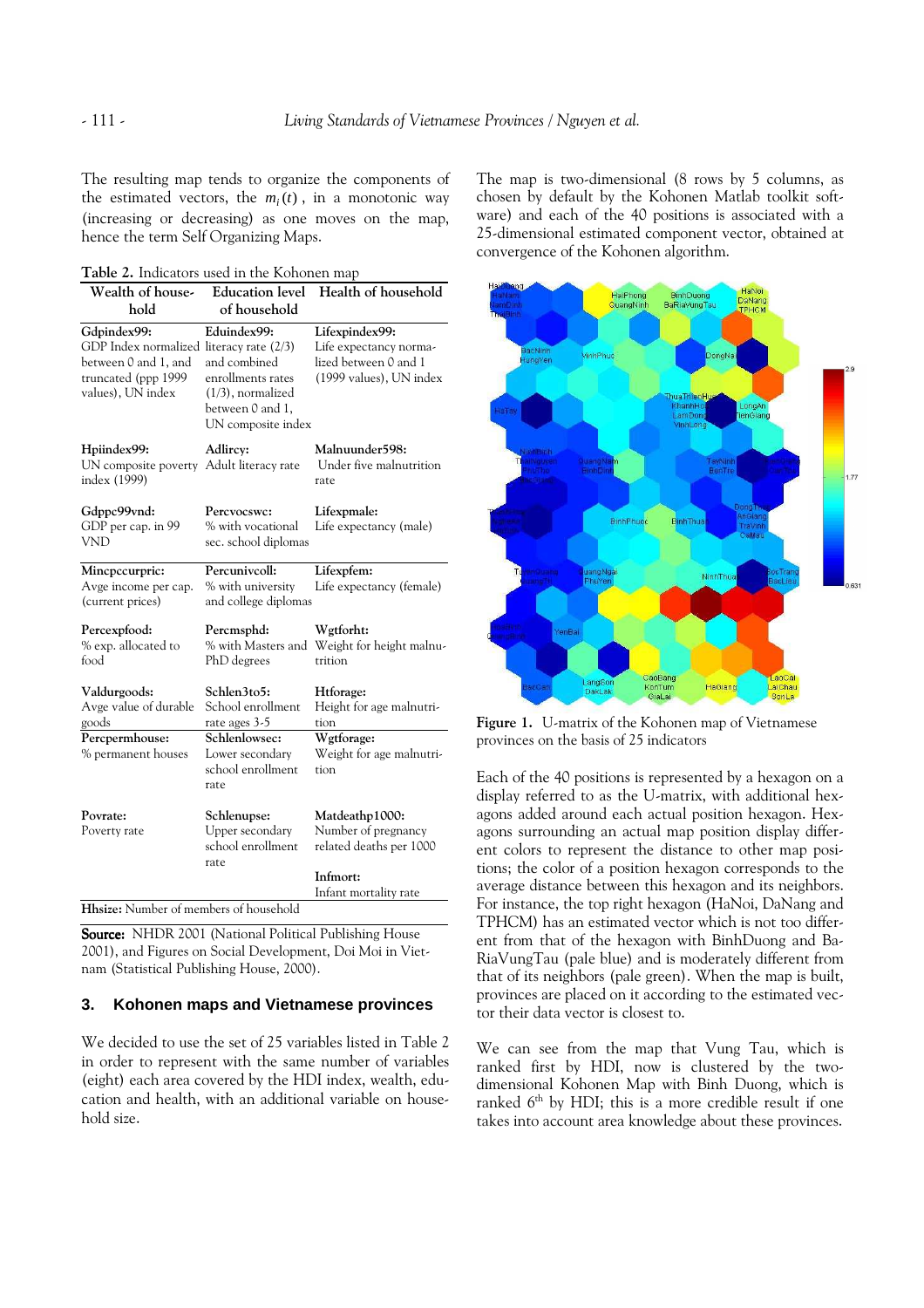The resulting map tends to organize the components of the estimated vectors, the $m_i(t)$, in a monotonic way (increasing or decreasing) as one moves on the map, hence the term Self Organizing Maps.

**Table 2.** Indicators used in the Kohonen map

| Wealth of household | Education level of household | Health of household |
|---|---|---|
| **Gdpindex99:** GDP Index normalized between 0 and 1, and truncated (ppp 1999 values), UN index | **Eduindex99:** literacy rate (2/3) and combined enrollments rates (1/3), normalized between 0 and 1, UN composite index | **Lifexpindex99:** Life expectancy normalized between 0 and 1 (1999 values), UN index |
| **Hpiindex99:** UN composite poverty index (1999) | **Adlircy:** Adult literacy rate | **Malnuunder598:** Under five malnutrition rate |
| **Gdppc99vnd:** GDP per cap. in 99 VND | **Percvocswc:** % with vocational sec. school diplomas | **Lifexpmale:** Life expectancy (male) |
| **Mincpccurpric:** Avge income per cap. (current prices) | **Percunivcoll:** % with university and college diplomas | **Lifexpfem:** Life expectancy (female) |
| **Percexpfood:** % exp. allocated to food | **Percmsphd:** % with Masters and PhD degrees | **Wgtforht:** Weight for height malnutrition |
| **Valdurgoods:** Avge value of durable goods | **Schlen3to5:** School enrollment rate ages 3-5 | **Htforage:** Height for age malnutrition |
| **Percpermhouse:** % permanent houses | **Schlenlowsec:** Lower secondary school enrollment rate | **Wgtforage:** Weight for age malnutrition |
| **Povrate:** Poverty rate | **Schlenupse:** Upper secondary school enrollment rate | **Matdeathp1000:** Number of pregnancy related deaths per 1000 |
| | | **Infmort:** Infant mortality rate |
| **Hhsize:** Number of members of household | | |

**Source:** NHDR 2001 (National Political Publishing House 2001), and Figures on Social Development, Doi Moi in Vietnam (Statistical Publishing House, 2000).

## 3. Kohonen maps and Vietnamese provinces

We decided to use the set of 25 variables listed in Table 2 in order to represent with the same number of variables (eight) each area covered by the HDI index, wealth, education and health, with an additional variable on household size.

The map is two-dimensional (8 rows by 5 columns, as chosen by default by the Kohonen Matlab toolkit software) and each of the 40 positions is associated with a 25-dimensional estimated component vector, obtained at convergence of the Kohonen algorithm.

**Figure 1.** U-matrix of the Kohonen map of Vietnamese provinces on the basis of 25 indicators

Each of the 40 positions is represented by a hexagon on a display referred to as the U-matrix, with additional hexagons added around each actual position hexagon. Hexagons surrounding an actual map position display different colors to represent the distance to other map positions; the color of a position hexagon corresponds to the average distance between this hexagon and its neighbors. For instance, the top right hexagon (HaNoi, DaNang and TPHCM) has an estimated vector which is not too different from that of the hexagon with BinhDuong and BaRiaVungTau (pale blue) and is moderately different from that of its neighbors (pale green). When the map is built, provinces are placed on it according to the estimated vector their data vector is closest to.

We can see from the map that Vung Tau, which is ranked first by HDI, now is clustered by the two-dimensional Kohonen Map with Binh Duong, which is ranked 6th by HDI; this is a more credible result if one takes into account area knowledge about these provinces.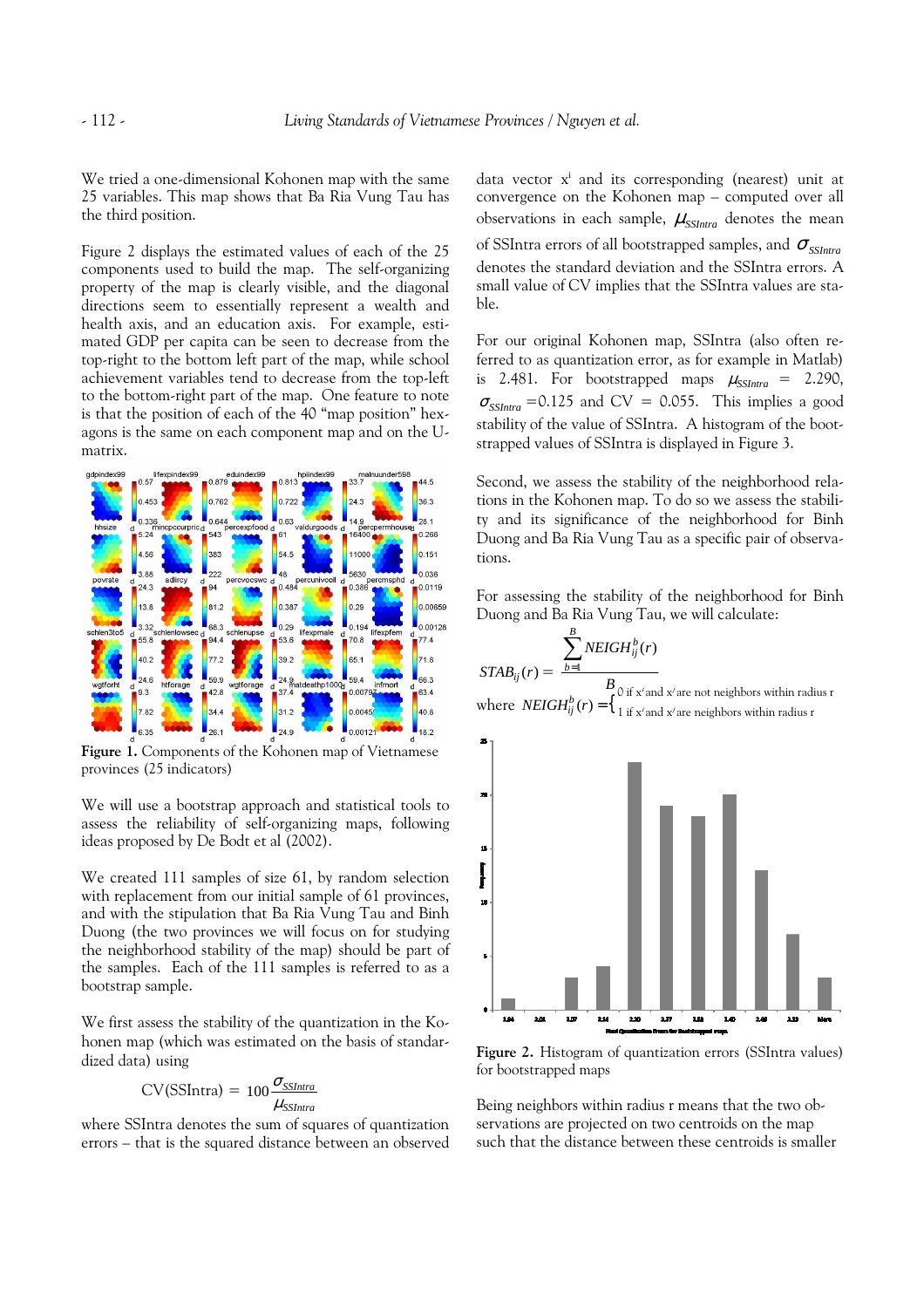We tried a one-dimensional Kohonen map with the same 25 variables. This map shows that Ba Ria Vung Tau has the third position.

Figure 2 displays the estimated values of each of the 25 components used to build the map. The self-organizing property of the map is clearly visible, and the diagonal directions seem to essentially represent a wealth and health axis, and an education axis. For example, estimated GDP per capita can be seen to decrease from the top-right to the bottom left part of the map, while school achievement variables tend to decrease from the top-left to the bottom-right part of the map. One feature to note is that the position of each of the 40 "map position" hexagons is the same on each component map and on the U-matrix.

**Figure 1.** Components of the Kohonen map of Vietnamese provinces (25 indicators)

We will use a bootstrap approach and statistical tools to assess the reliability of self-organizing maps, following ideas proposed by De Bodt et al (2002).

We created 111 samples of size 61, by random selection with replacement from our initial sample of 61 provinces, and with the stipulation that Ba Ria Vung Tau and Binh Duong (the two provinces we will focus on for studying the neighborhood stability of the map) should be part of the samples. Each of the 111 samples is referred to as a bootstrap sample.

We first assess the stability of the quantization in the Kohonen map (which was estimated on the basis of standardized data) using

$$\text{CV(SSIntra)} = 100\frac{\sigma_{SSIntra}}{\mu_{SSIntra}}$$

where SSIntra denotes the sum of squares of quantization errors – that is the squared distance between an observed data vector $x^i$ and its corresponding (nearest) unit at convergence on the Kohonen map – computed over all observations in each sample, $\mu_{SSIntra}$ denotes the mean of SSIntra errors of all bootstrapped samples, and $\sigma_{SSIntra}$ denotes the standard deviation and the SSIntra errors. A small value of CV implies that the SSIntra values are stable.

For our original Kohonen map, SSIntra (also often referred to as quantization error, as for example in Matlab) is 2.481. For bootstrapped maps $\mu_{SSIntra}$ = 2.290, $\sigma_{SSIntra}$ =0.125 and CV = 0.055. This implies a good stability of the value of SSIntra. A histogram of the bootstrapped values of SSIntra is displayed in Figure 3.

Second, we assess the stability of the neighborhood relations in the Kohonen map. To do so we assess the stability and its significance of the neighborhood for Binh Duong and Ba Ria Vung Tau as a specific pair of observations.

For assessing the stability of the neighborhood for Binh Duong and Ba Ria Vung Tau, we will calculate:

$$STAB_{ij}(r) = \frac{\sum_{b=1}^{B} NEIGH_{ij}^{b}(r)}{B}$$

where $NEIGH_{ij}^{b}(r) = \begin{cases} 0 \text{ if } x^i \text{ and } x^j \text{ are not neighbors within radius r} \\ 1 \text{ if } x^i \text{ and } x^j \text{ are neighbors within radius r} \end{cases}$

**Figure 2.** Histogram of quantization errors (SSIntra values) for bootstrapped maps

Being neighbors within radius r means that the two observations are projected on two centroids on the map such that the distance between these centroids is smaller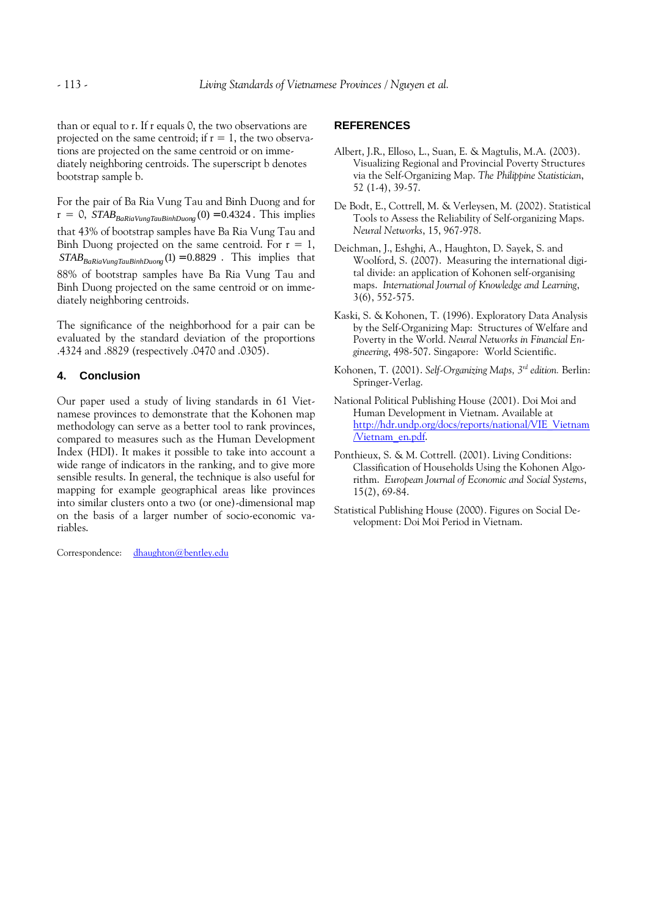than or equal to r. If r equals 0, the two observations are projected on the same centroid; if r = 1, the two observations are projected on the same centroid or on immediately neighboring centroids. The superscript b denotes bootstrap sample b.

For the pair of Ba Ria Vung Tau and Binh Duong and for r = 0, $STAB_{BaRiaVungTauBinhDuong}(0) = 0.4324$. This implies that 43% of bootstrap samples have Ba Ria Vung Tau and Binh Duong projected on the same centroid. For r = 1, $STAB_{BaRiaVungTauBinhDuong}(1) = 0.8829$. This implies that 88% of bootstrap samples have Ba Ria Vung Tau and Binh Duong projected on the same centroid or on immediately neighboring centroids.

The significance of the neighborhood for a pair can be evaluated by the standard deviation of the proportions .4324 and .8829 (respectively .0470 and .0305).

## 4. Conclusion

Our paper used a study of living standards in 61 Vietnamese provinces to demonstrate that the Kohonen map methodology can serve as a better tool to rank provinces, compared to measures such as the Human Development Index (HDI). It makes it possible to take into account a wide range of indicators in the ranking, and to give more sensible results. In general, the technique is also useful for mapping for example geographical areas like provinces into similar clusters onto a two (or one)-dimensional map on the basis of a larger number of socio-economic variables.

Correspondence: dhaughton@bentley.edu

## REFERENCES

Albert, J.R., Elloso, L., Suan, E. & Magtulis, M.A. (2003). Visualizing Regional and Provincial Poverty Structures via the Self-Organizing Map. *The Philippine Statistician*, 52 (1-4), 39-57.

De Bodt, E., Cottrell, M. & Verleysen, M. (2002). Statistical Tools to Assess the Reliability of Self-organizing Maps. *Neural Networks*, 15, 967-978.

Deichman, J., Eshghi, A., Haughton, D. Sayek, S. and Woolford, S. (2007). Measuring the international digital divide: an application of Kohonen self-organising maps. *International Journal of Knowledge and Learning*, 3(6), 552-575.

Kaski, S. & Kohonen, T. (1996). Exploratory Data Analysis by the Self-Organizing Map: Structures of Welfare and Poverty in the World. *Neural Networks in Financial Engineering*, 498-507. Singapore: World Scientific.

Kohonen, T. (2001). *Self-Organizing Maps, 3rd edition.* Berlin: Springer-Verlag.

National Political Publishing House (2001). Doi Moi and Human Development in Vietnam. Available at http://hdr.undp.org/docs/reports/national/VIE_Vietnam/Vietnam_en.pdf.

Ponthieux, S. & M. Cottrell. (2001). Living Conditions: Classification of Households Using the Kohonen Algorithm. *European Journal of Economic and Social Systems*, 15(2), 69-84.

Statistical Publishing House (2000). Figures on Social Development: Doi Moi Period in Vietnam.